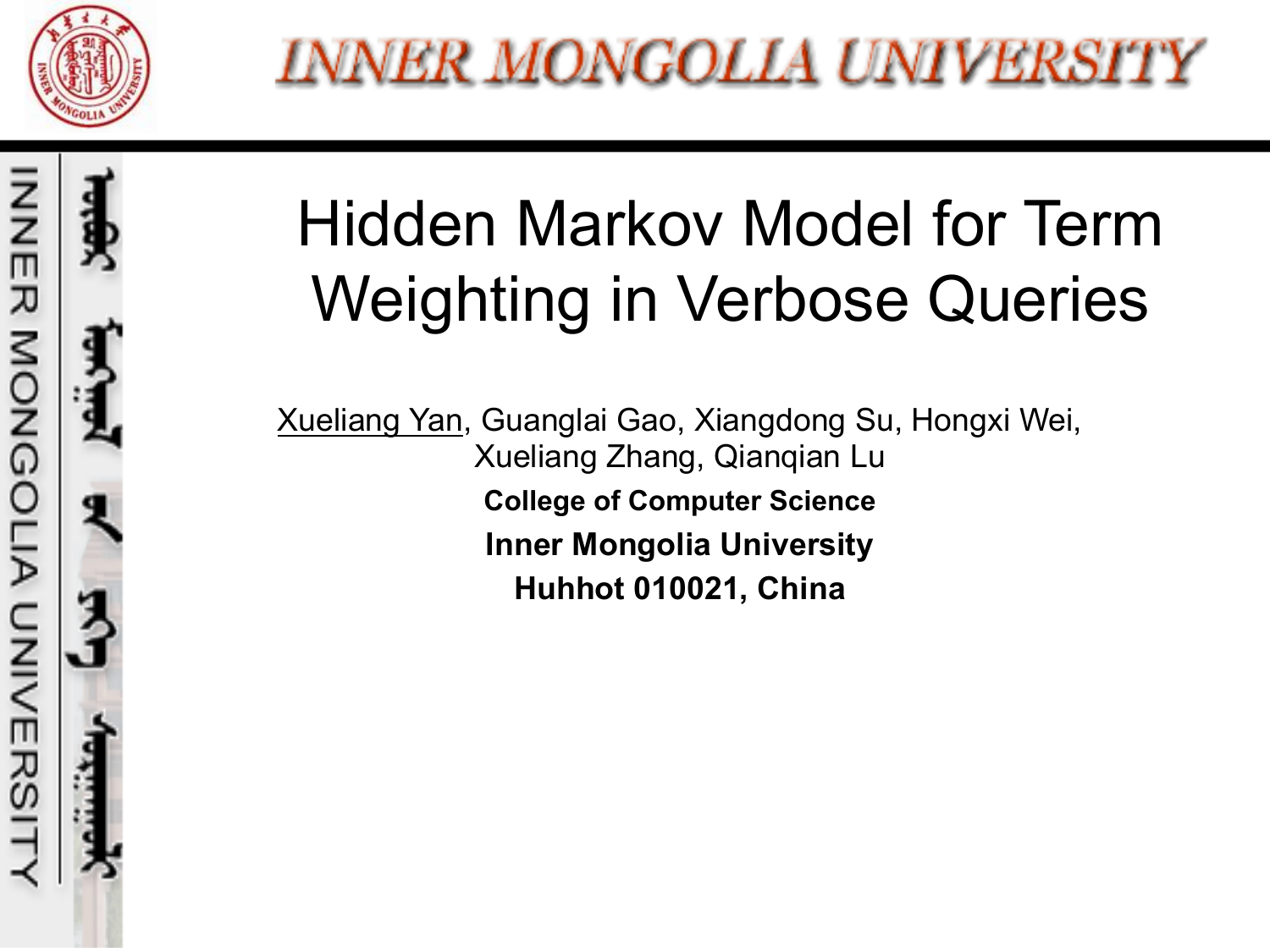# Hidden Markov Model for Term Weighting in Verbose Queries

Xueliang Yan, Guanglai Gao, Xiangdong Su, Hongxi Wei, Xueliang Zhang, Qianqian Lu

**College of Computer Science**

**Inner Mongolia University**

**Huhhot 010021, China**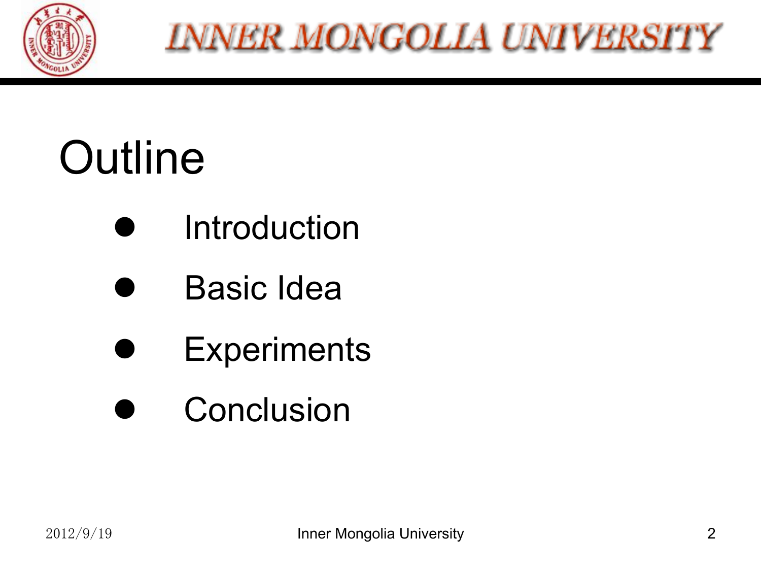# Outline

- Introduction
- Basic Idea
- Experiments
- Conclusion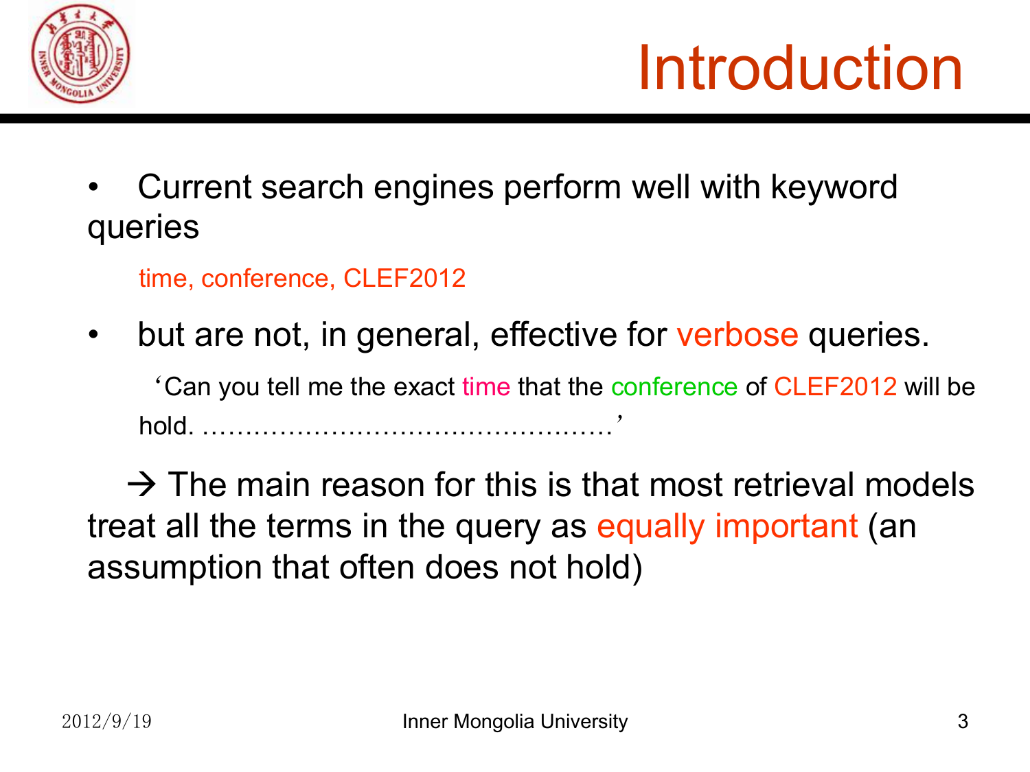# Introduction

- Current search engines perform well with keyword queries

  time, conference, CLEF2012

- but are not, in general, effective for verbose queries.

  ‘Can you tell me the exact time that the conference of CLEF2012 will be hold. ………………………………………’

→ The main reason for this is that most retrieval models treat all the terms in the query as equally important (an assumption that often does not hold)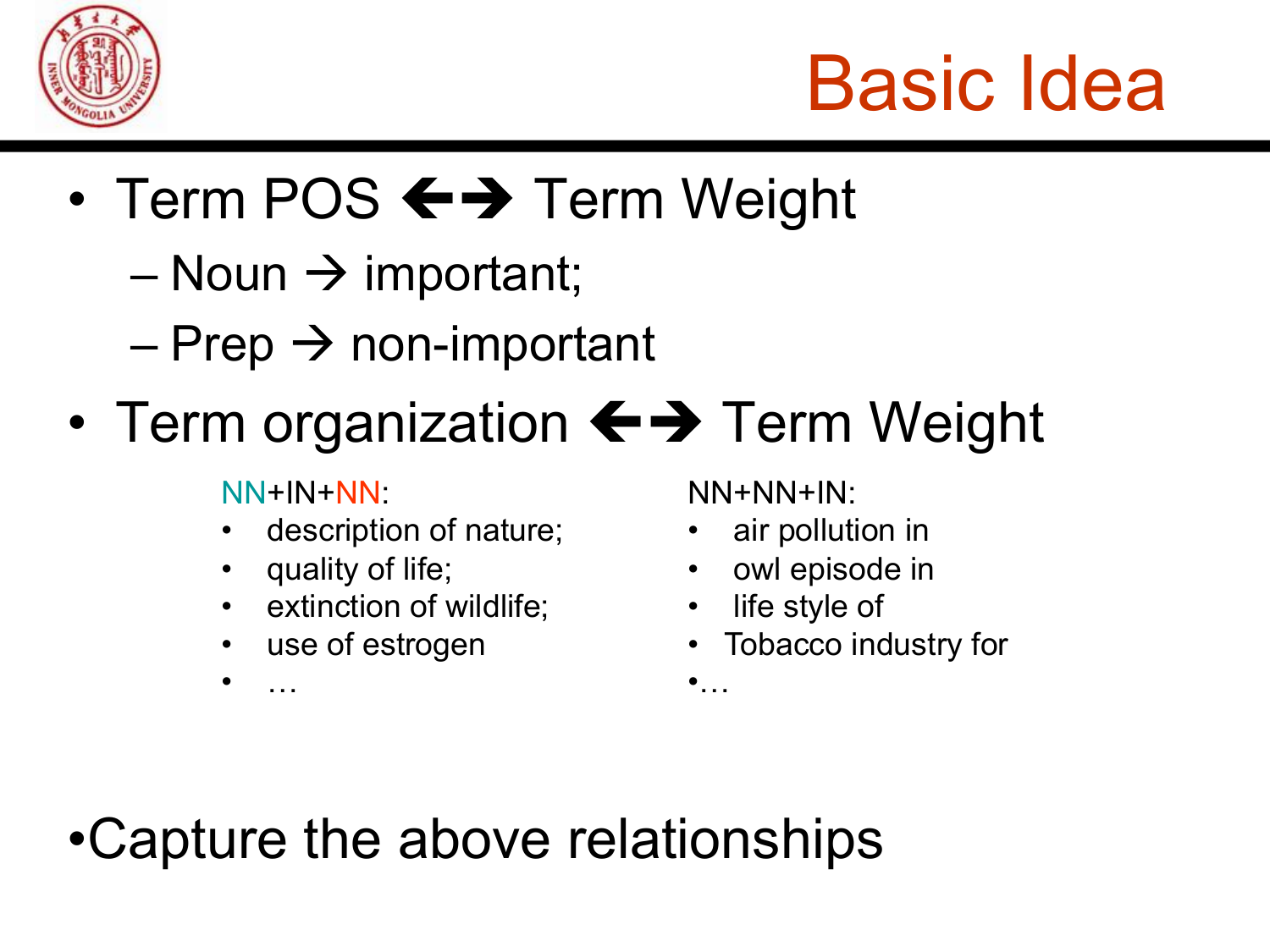# Basic Idea

- Term POS ←→ Term Weight
  - Noun → important;
  - Prep → non-important
- Term organization ←→ Term Weight

NN+IN+NN:

- description of nature;
- quality of life;
- extinction of wildlife;
- use of estrogen
- …

NN+NN+IN:

- air pollution in
- owl episode in
- life style of
- Tobacco industry for
- …

- Capture the above relationships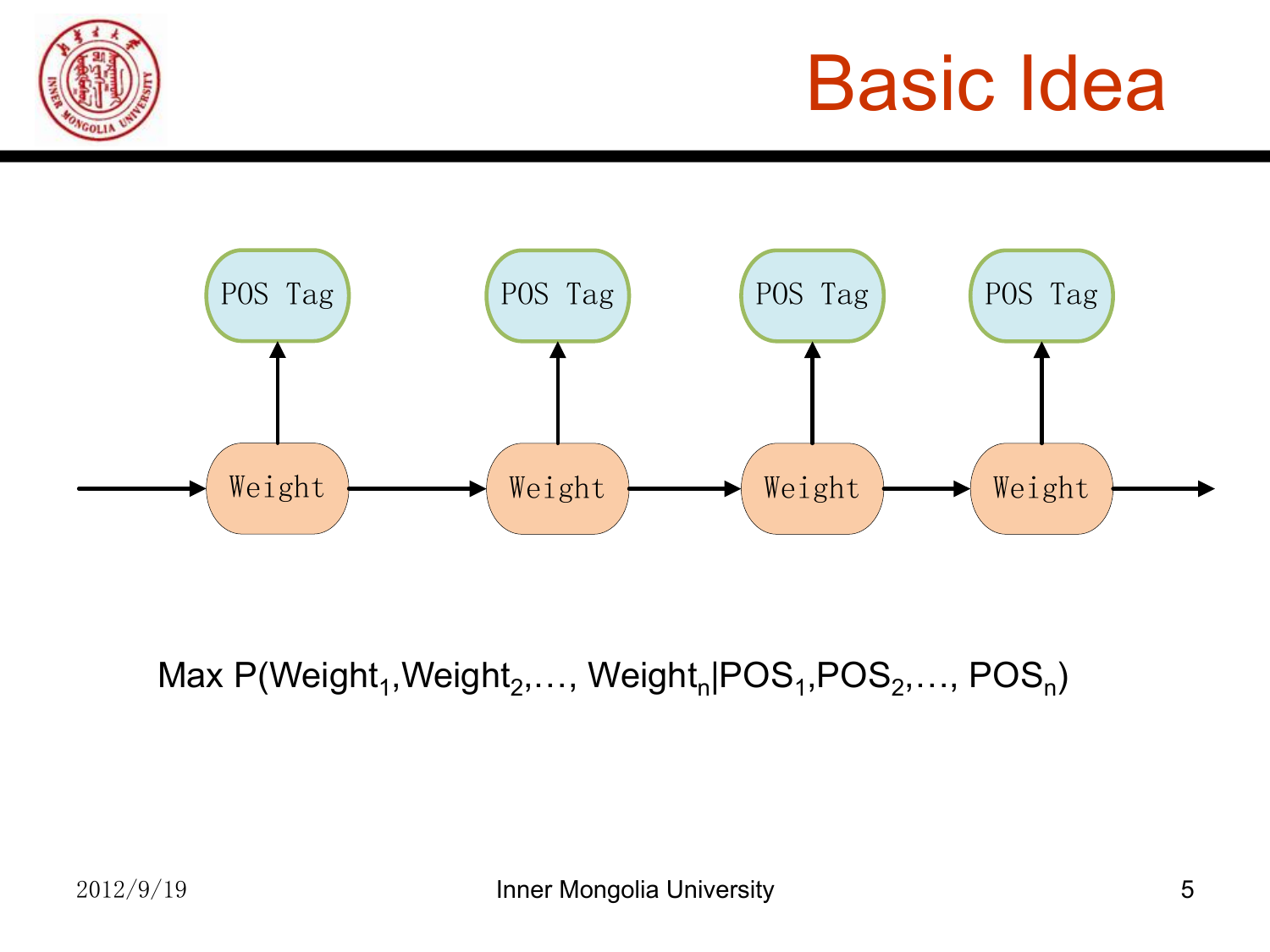# Basic Idea

POS Tag POS Tag POS Tag POS Tag

Weight Weight Weight Weight

$$\text{Max } P(\text{Weight}_1, \text{Weight}_2, \ldots, \text{Weight}_n | \text{POS}_1, \text{POS}_2, \ldots, \text{POS}_n)$$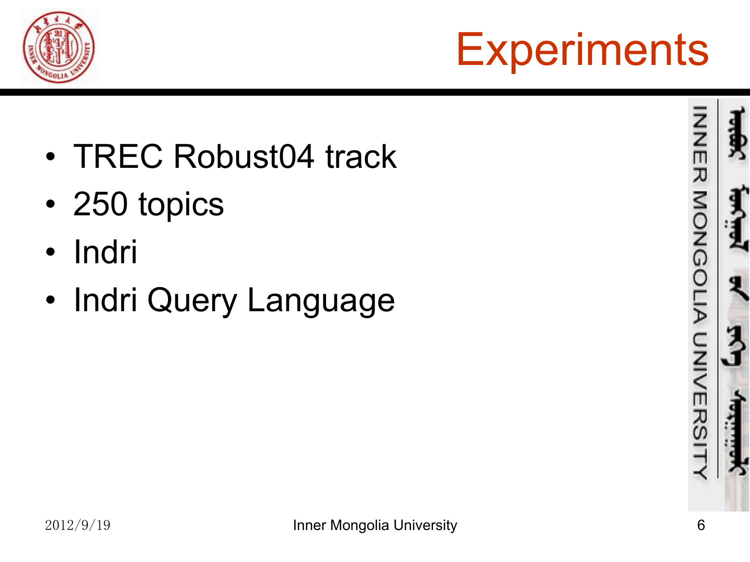# Experiments

- TREC Robust04 track
- 250 topics
- Indri
- Indri Query Language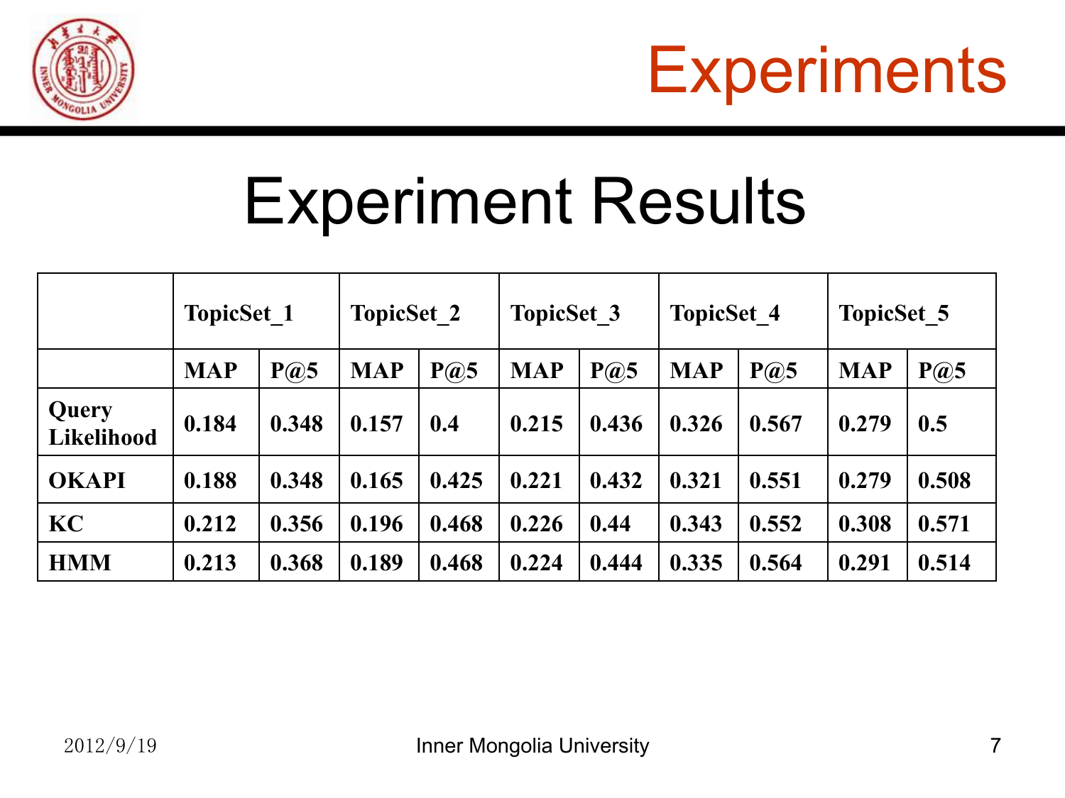# Experiments

## Experiment Results

| | TopicSet_1 | | TopicSet_2 | | TopicSet_3 | | TopicSet_4 | | TopicSet_5 | |
|---|---|---|---|---|---|---|---|---|---|---|
| | **MAP** | **P@5** | **MAP** | **P@5** | **MAP** | **P@5** | **MAP** | **P@5** | **MAP** | **P@5** |
| **Query Likelihood** | **0.184** | **0.348** | **0.157** | **0.4** | **0.215** | **0.436** | **0.326** | **0.567** | **0.279** | **0.5** |
| **OKAPI** | **0.188** | **0.348** | **0.165** | **0.425** | **0.221** | **0.432** | **0.321** | **0.551** | **0.279** | **0.508** |
| **KC** | **0.212** | **0.356** | **0.196** | **0.468** | **0.226** | **0.44** | **0.343** | **0.552** | **0.308** | **0.571** |
| **HMM** | **0.213** | **0.368** | **0.189** | **0.468** | **0.224** | **0.444** | **0.335** | **0.564** | **0.291** | **0.514** |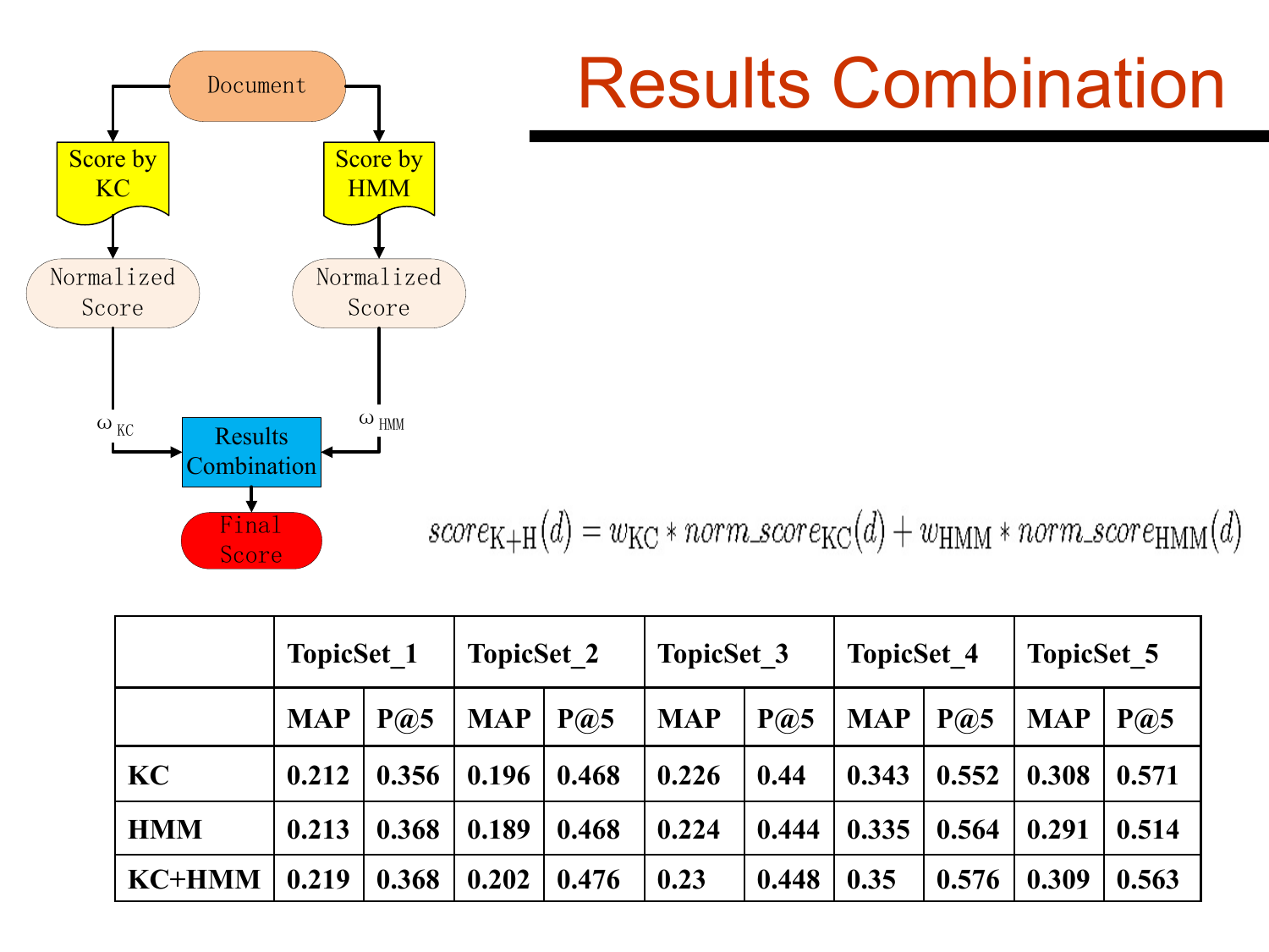# Results Combination

Document → Score by KC → Normalized Score → $\omega_{KC}$ → Results Combination → Final Score

Document → Score by HMM → Normalized Score → $\omega_{HMM}$ → Results Combination

$$score_{K+H}(d) = w_{KC} * norm\_score_{KC}(d) + w_{HMM} * norm\_score_{HMM}(d)$$

| | TopicSet_1 | | TopicSet_2 | | TopicSet_3 | | TopicSet_4 | | TopicSet_5 | |
|---|---|---|---|---|---|---|---|---|---|---|
| | MAP | P@5 | MAP | P@5 | MAP | P@5 | MAP | P@5 | MAP | P@5 |
| KC | 0.212 | 0.356 | 0.196 | 0.468 | 0.226 | 0.44 | 0.343 | 0.552 | 0.308 | 0.571 |
| HMM | 0.213 | 0.368 | 0.189 | 0.468 | 0.224 | 0.444 | 0.335 | 0.564 | 0.291 | 0.514 |
| KC+HMM | 0.219 | 0.368 | 0.202 | 0.476 | 0.23 | 0.448 | 0.35 | 0.576 | 0.309 | 0.563 |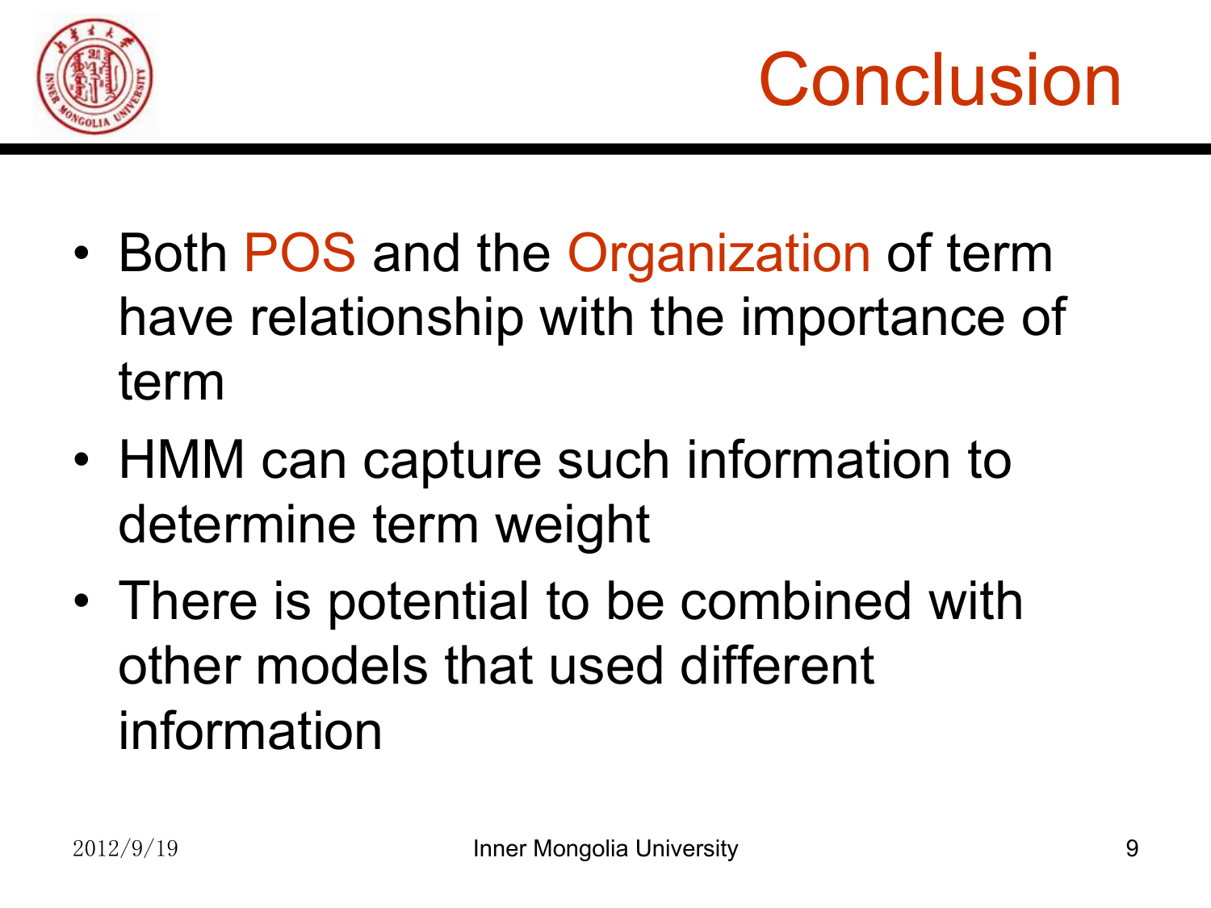# Conclusion

- Both POS and the Organization of term have relationship with the importance of term
- HMM can capture such information to determine term weight
- There is potential to be combined with other models that used different information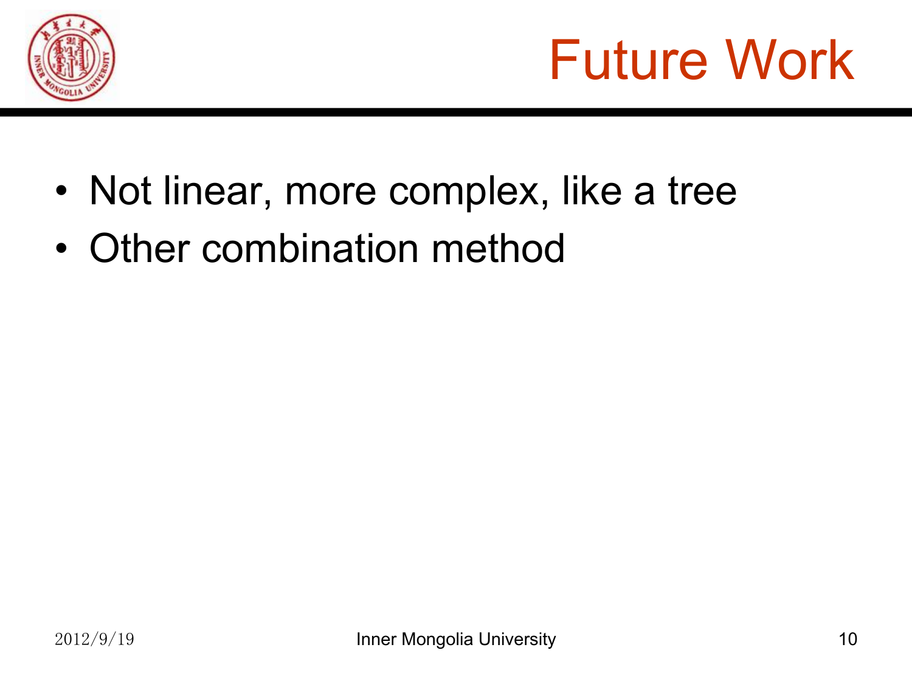# Future Work

- Not linear, more complex, like a tree
- Other combination method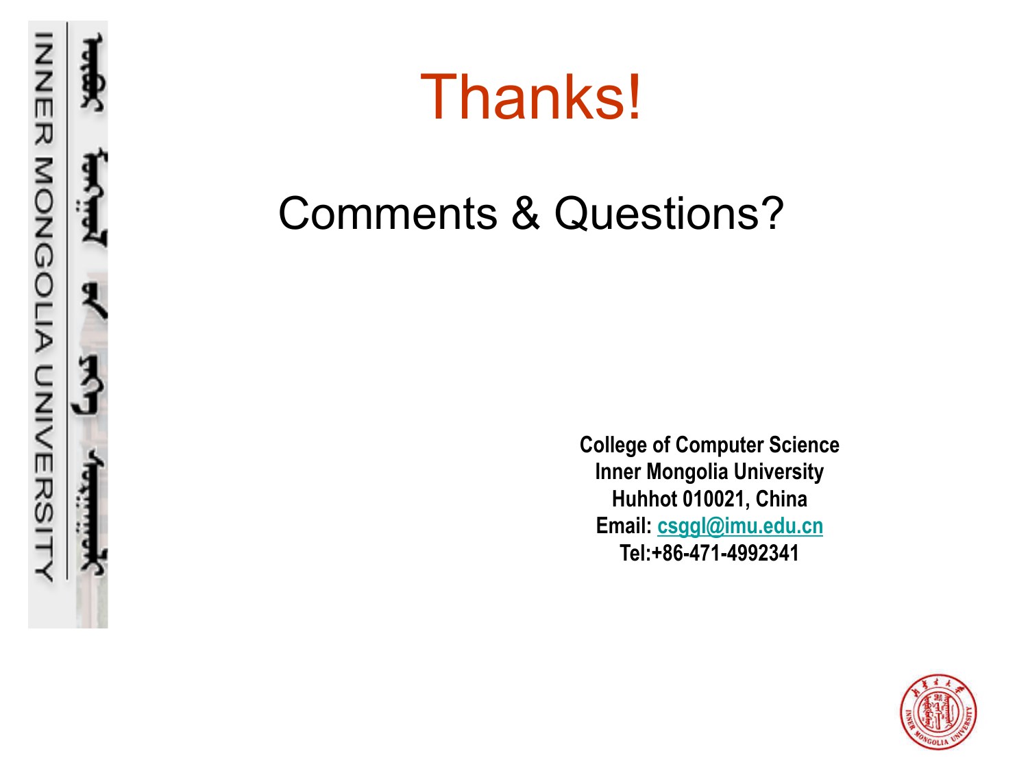# Thanks!

## Comments & Questions?

**College of Computer Science**
**Inner Mongolia University**
**Huhhot 010021, China**
**Email: csggl@imu.edu.cn**
**Tel:+86-471-4992341**